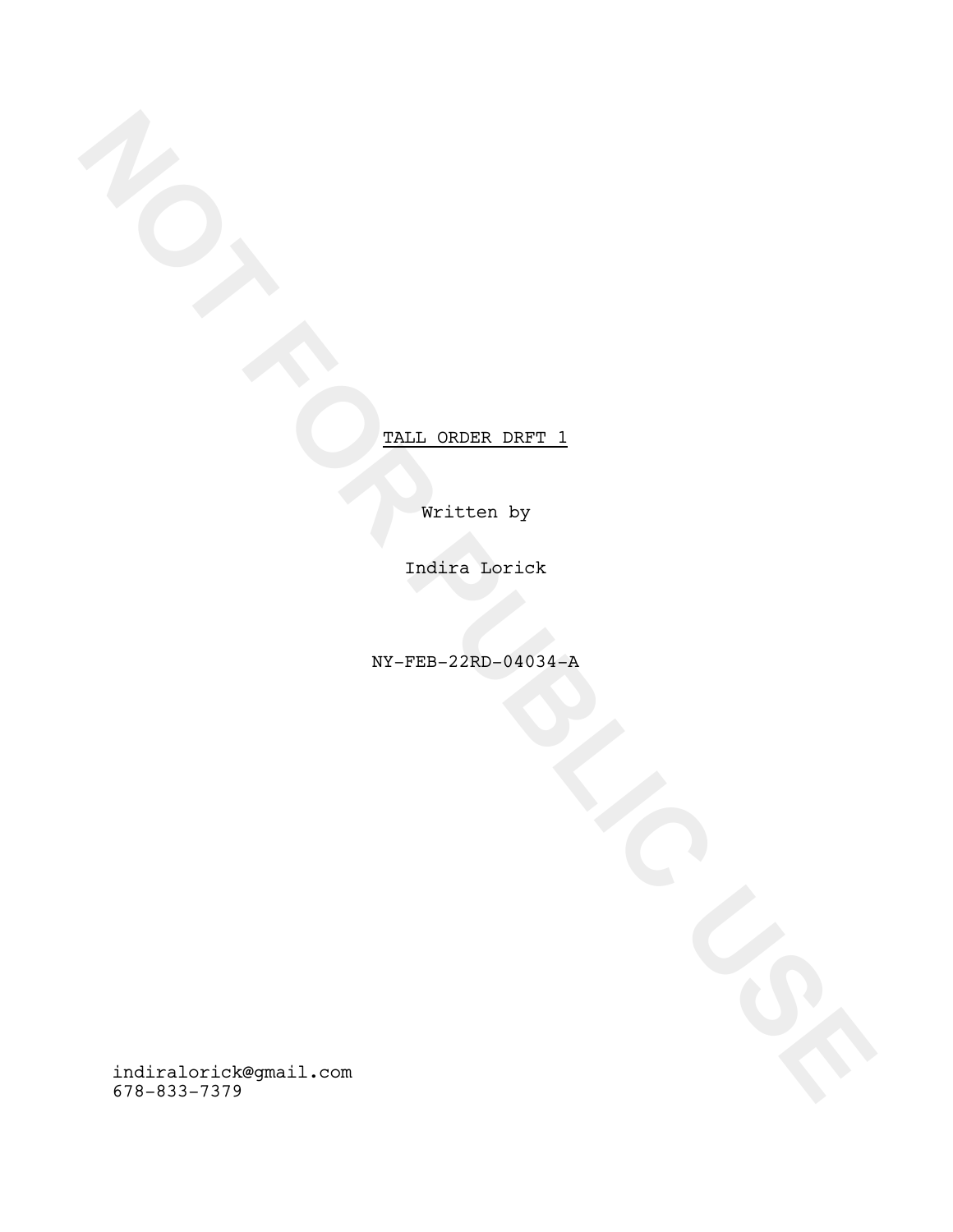<u>TALL ORDER DRFT 1</u>

Written by

Indira Lorick

NY-FEB-22RD-04034-A

NOT FOR PUBLIC USE

indiralorick@gmail.com
678-833-7379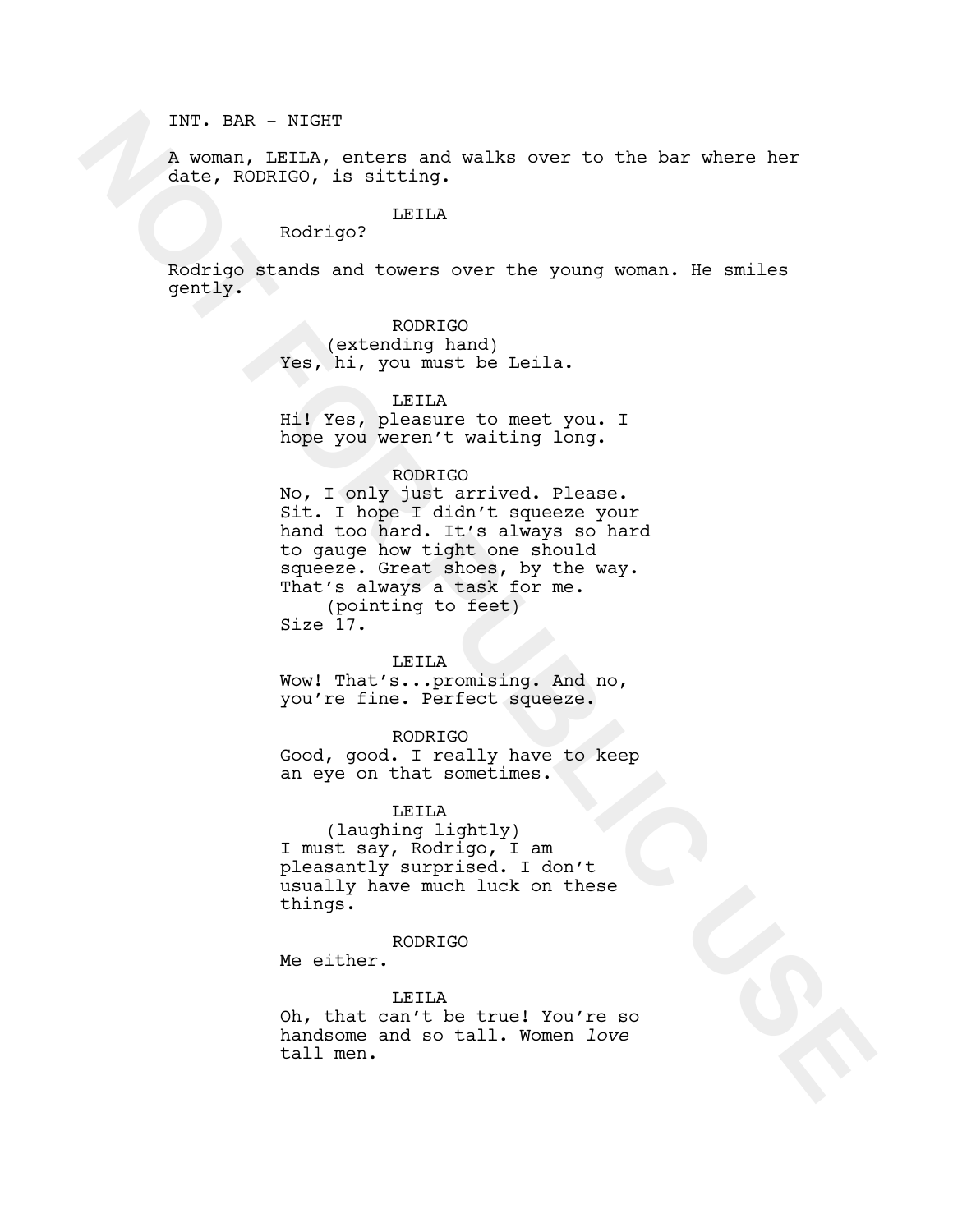INT. BAR - NIGHT

A woman, LEILA, enters and walks over to the bar where her date, RODRIGO, is sitting.

LEILA
Rodrigo?

Rodrigo stands and towers over the young woman. He smiles gently.

RODRIGO
(extending hand)
Yes, hi, you must be Leila.

LEILA
Hi! Yes, pleasure to meet you. I hope you weren't waiting long.

RODRIGO
No, I only just arrived. Please. Sit. I hope I didn't squeeze your hand too hard. It's always so hard to gauge how tight one should squeeze. Great shoes, by the way. That's always a task for me.
(pointing to feet)
Size 17.

LEILA
Wow! That's...promising. And no, you're fine. Perfect squeeze.

RODRIGO
Good, good. I really have to keep an eye on that sometimes.

LEILA
(laughing lightly)
I must say, Rodrigo, I am pleasantly surprised. I don't usually have much luck on these things.

RODRIGO
Me either.

LEILA
Oh, that can't be true! You're so handsome and so tall. Women *love* tall men.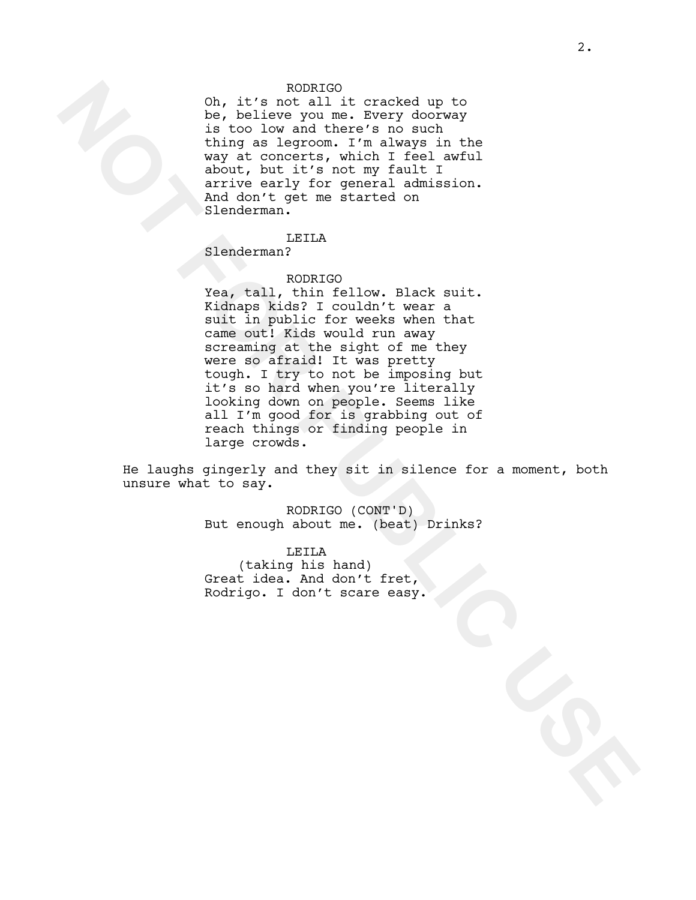RODRIGO

Oh, it’s not all it cracked up to be, believe you me. Every doorway is too low and there’s no such thing as legroom. I’m always in the way at concerts, which I feel awful about, but it’s not my fault I arrive early for general admission. And don’t get me started on Slenderman.

LEILA

Slenderman?

RODRIGO

Yea, tall, thin fellow. Black suit. Kidnaps kids? I couldn’t wear a suit in public for weeks when that came out! Kids would run away screaming at the sight of me they were so afraid! It was pretty tough. I try to not be imposing but it’s so hard when you’re literally looking down on people. Seems like all I’m good for is grabbing out of reach things or finding people in large crowds.

He laughs gingerly and they sit in silence for a moment, both unsure what to say.

RODRIGO (CONT'D)

But enough about me. (beat) Drinks?

LEILA

(taking his hand)

Great idea. And don’t fret, Rodrigo. I don’t scare easy.